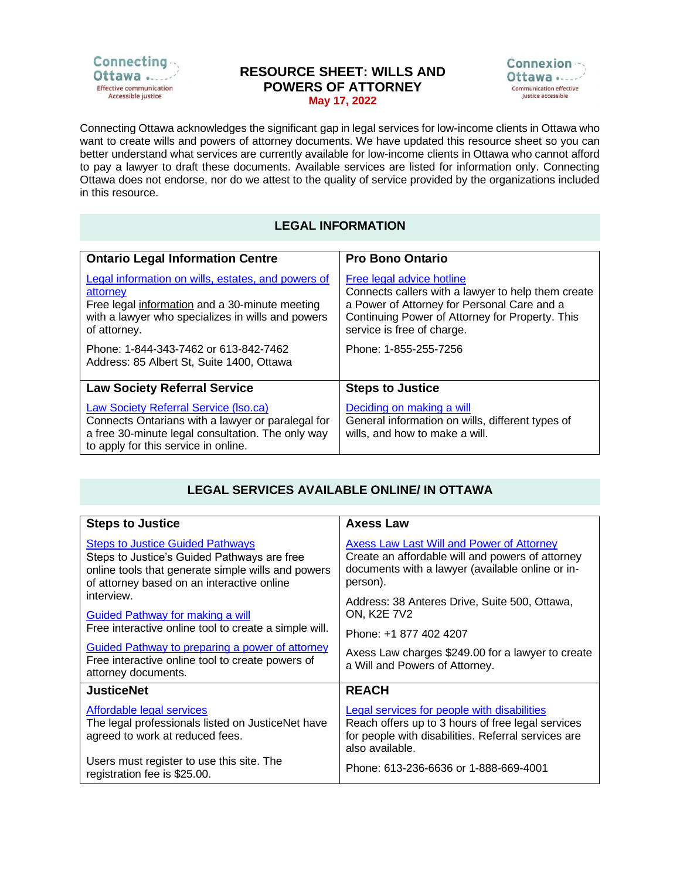Connecting Ottawa — Effective communication, Accessible justice

# RESOURCE SHEET: WILLS AND POWERS OF ATTORNEY

May 17, 2022

Connexion Ottawa — Communication effective, Justice accessible

Connecting Ottawa acknowledges the significant gap in legal services for low-income clients in Ottawa who want to create wills and powers of attorney documents. We have updated this resource sheet so you can better understand what services are currently available for low-income clients in Ottawa who cannot afford to pay a lawyer to draft these documents. Available services are listed for information only. Connecting Ottawa does not endorse, nor do we attest to the quality of service provided by the organizations included in this resource.

## LEGAL INFORMATION

| Ontario Legal Information Centre | Pro Bono Ontario |
|---|---|
| Legal information on wills, estates, and powers of attorney<br>Free legal information and a 30-minute meeting with a lawyer who specializes in wills and powers of attorney.<br><br>Phone: 1-844-343-7462 or 613-842-7462<br>Address: 85 Albert St, Suite 1400, Ottawa | Free legal advice hotline<br>Connects callers with a lawyer to help them create a Power of Attorney for Personal Care and a Continuing Power of Attorney for Property. This service is free of charge.<br><br>Phone: 1-855-255-7256 |
| **Law Society Referral Service** | **Steps to Justice** |
| Law Society Referral Service (lso.ca)<br>Connects Ontarians with a lawyer or paralegal for a free 30-minute legal consultation. The only way to apply for this service in online. | Deciding on making a will<br>General information on wills, different types of wills, and how to make a will. |

## LEGAL SERVICES AVAILABLE ONLINE/ IN OTTAWA

| Steps to Justice | Axess Law |
|---|---|
| Steps to Justice Guided Pathways<br>Steps to Justice's Guided Pathways are free online tools that generate simple wills and powers of attorney based on an interactive online interview.<br><br>Guided Pathway for making a will<br>Free interactive online tool to create a simple will.<br><br>Guided Pathway to preparing a power of attorney<br>Free interactive online tool to create powers of attorney documents. | Axess Law Last Will and Power of Attorney<br>Create an affordable will and powers of attorney documents with a lawyer (available online or in-person).<br><br>Address: 38 Anteres Drive, Suite 500, Ottawa, ON, K2E 7V2<br><br>Phone: +1 877 402 4207<br><br>Axess Law charges $249.00 for a lawyer to create a Will and Powers of Attorney. |
| **JusticeNet** | **REACH** |
| Affordable legal services<br>The legal professionals listed on JusticeNet have agreed to work at reduced fees.<br><br>Users must register to use this site. The registration fee is $25.00. | Legal services for people with disabilities<br>Reach offers up to 3 hours of free legal services for people with disabilities. Referral services are also available.<br><br>Phone: 613-236-6636 or 1-888-669-4001 |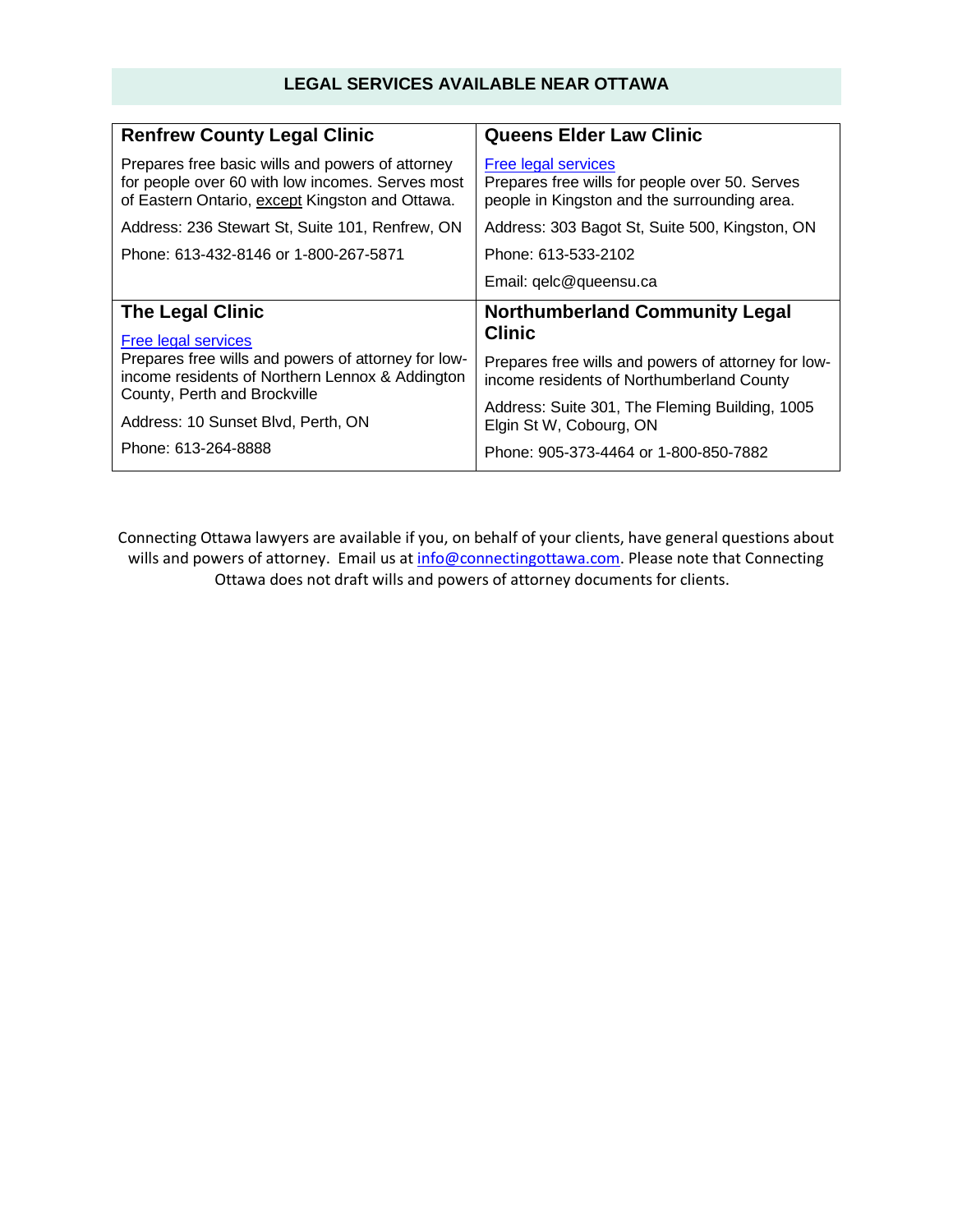## LEGAL SERVICES AVAILABLE NEAR OTTAWA

| | |
|---|---|
| **Renfrew County Legal Clinic**<br><br>Prepares free basic wills and powers of attorney for people over 60 with low incomes. Serves most of Eastern Ontario, except Kingston and Ottawa.<br><br>Address: 236 Stewart St, Suite 101, Renfrew, ON<br><br>Phone: 613-432-8146 or 1-800-267-5871 | **Queens Elder Law Clinic**<br><br>Free legal services<br>Prepares free wills for people over 50. Serves people in Kingston and the surrounding area.<br><br>Address: 303 Bagot St, Suite 500, Kingston, ON<br><br>Phone: 613-533-2102<br><br>Email: qelc@queensu.ca |
| **The Legal Clinic**<br><br>Free legal services<br>Prepares free wills and powers of attorney for low-income residents of Northern Lennox & Addington County, Perth and Brockville<br><br>Address: 10 Sunset Blvd, Perth, ON<br><br>Phone: 613-264-8888 | **Northumberland Community Legal Clinic**<br><br>Prepares free wills and powers of attorney for low-income residents of Northumberland County<br><br>Address: Suite 301, The Fleming Building, 1005 Elgin St W, Cobourg, ON<br><br>Phone: 905-373-4464 or 1-800-850-7882 |

Connecting Ottawa lawyers are available if you, on behalf of your clients, have general questions about wills and powers of attorney. Email us at info@connectingottawa.com. Please note that Connecting Ottawa does not draft wills and powers of attorney documents for clients.